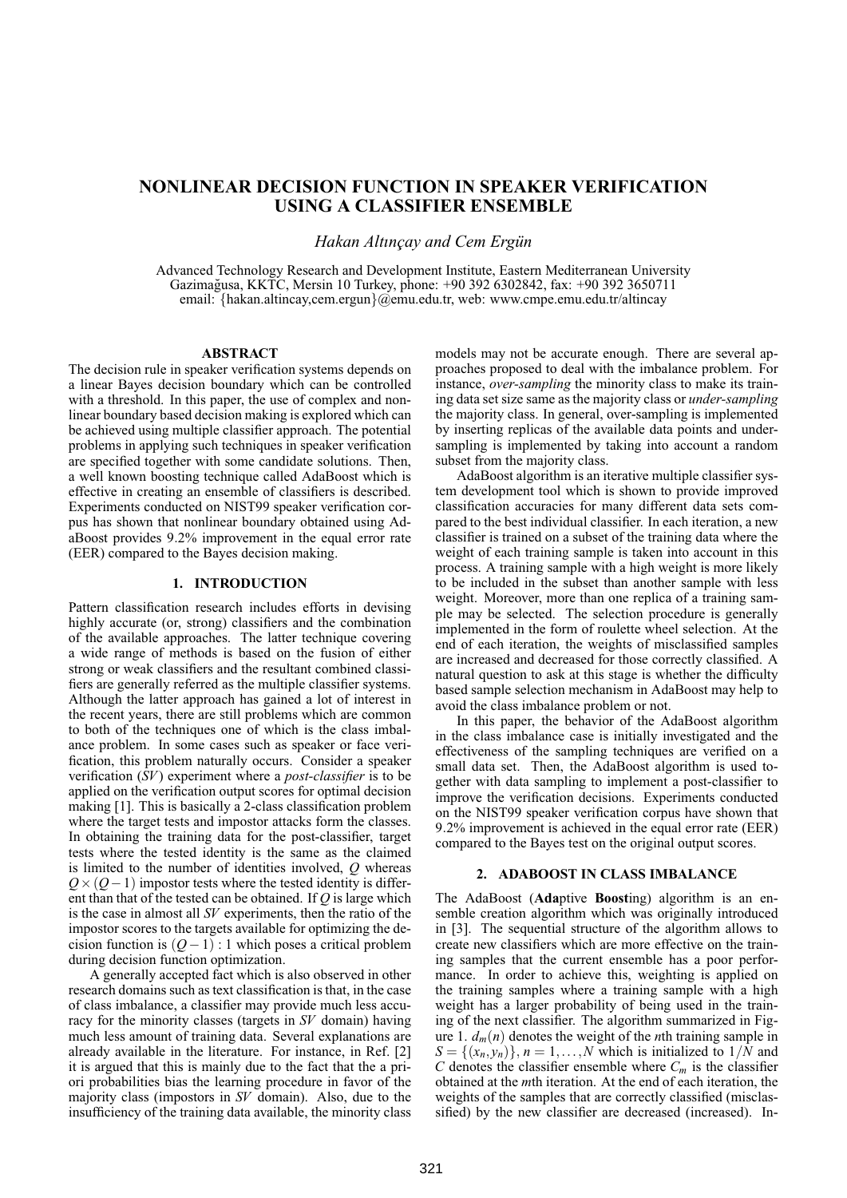# NONLINEAR DECISION FUNCTION IN SPEAKER VERIFICATION USING A CLASSIFIER ENSEMBLE

*Hakan Altınçay and Cem Ergün*

Advanced Technology Research and Development Institute, Eastern Mediterranean University
Gazimağusa, KKTC, Mersin 10 Turkey, phone: +90 392 6302842, fax: +90 392 3650711
email: {hakan.altincay,cem.ergun}@emu.edu.tr, web: www.cmpe.emu.edu.tr/altincay

## ABSTRACT

The decision rule in speaker verification systems depends on a linear Bayes decision boundary which can be controlled with a threshold. In this paper, the use of complex and nonlinear boundary based decision making is explored which can be achieved using multiple classifier approach. The potential problems in applying such techniques in speaker verification are specified together with some candidate solutions. Then, a well known boosting technique called AdaBoost which is effective in creating an ensemble of classifiers is described. Experiments conducted on NIST99 speaker verification corpus has shown that nonlinear boundary obtained using AdaBoost provides 9.2% improvement in the equal error rate (EER) compared to the Bayes decision making.

## 1. INTRODUCTION

Pattern classification research includes efforts in devising highly accurate (or, strong) classifiers and the combination of the available approaches. The latter technique covering a wide range of methods is based on the fusion of either strong or weak classifiers and the resultant combined classifiers are generally referred as the multiple classifier systems. Although the latter approach has gained a lot of interest in the recent years, there are still problems which are common to both of the techniques one of which is the class imbalance problem. In some cases such as speaker or face verification, this problem naturally occurs. Consider a speaker verification (*SV*) experiment where a *post-classifier* is to be applied on the verification output scores for optimal decision making [1]. This is basically a 2-class classification problem where the target tests and impostor attacks form the classes. In obtaining the training data for the post-classifier, target tests where the tested identity is the same as the claimed is limited to the number of identities involved, $Q$ whereas $Q \times (Q-1)$ impostor tests where the tested identity is different than that of the tested can be obtained. If $Q$ is large which is the case in almost all *SV* experiments, then the ratio of the impostor scores to the targets available for optimizing the decision function is $(Q-1):1$ which poses a critical problem during decision function optimization.

A generally accepted fact which is also observed in other research domains such as text classification is that, in the case of class imbalance, a classifier may provide much less accuracy for the minority classes (targets in *SV* domain) having much less amount of training data. Several explanations are already available in the literature. For instance, in Ref. [2] it is argued that this is mainly due to the fact that the a priori probabilities bias the learning procedure in favor of the majority class (impostors in *SV* domain). Also, due to the insufficiency of the training data available, the minority class models may not be accurate enough. There are several approaches proposed to deal with the imbalance problem. For instance, *over-sampling* the minority class to make its training data set size same as the majority class or *under-sampling* the majority class. In general, over-sampling is implemented by inserting replicas of the available data points and under-sampling is implemented by taking into account a random subset from the majority class.

AdaBoost algorithm is an iterative multiple classifier system development tool which is shown to provide improved classification accuracies for many different data sets compared to the best individual classifier. In each iteration, a new classifier is trained on a subset of the training data where the weight of each training sample is taken into account in this process. A training sample with a high weight is more likely to be included in the subset than another sample with less weight. Moreover, more than one replica of a training sample may be selected. The selection procedure is generally implemented in the form of roulette wheel selection. At the end of each iteration, the weights of misclassified samples are increased and decreased for those correctly classified. A natural question to ask at this stage is whether the difficulty based sample selection mechanism in AdaBoost may help to avoid the class imbalance problem or not.

In this paper, the behavior of the AdaBoost algorithm in the class imbalance case is initially investigated and the effectiveness of the sampling techniques are verified on a small data set. Then, the AdaBoost algorithm is used together with data sampling to implement a post-classifier to improve the verification decisions. Experiments conducted on the NIST99 speaker verification corpus have shown that 9.2% improvement is achieved in the equal error rate (EER) compared to the Bayes test on the original output scores.

## 2. ADABOOST IN CLASS IMBALANCE

The AdaBoost (**Ada**ptive **Boost**ing) algorithm is an ensemble creation algorithm which was originally introduced in [3]. The sequential structure of the algorithm allows to create new classifiers which are more effective on the training samples that the current ensemble has a poor performance. In order to achieve this, weighting is applied on the training samples where a training sample with a high weight has a larger probability of being used in the training of the next classifier. The algorithm summarized in Figure 1. $d_m(n)$ denotes the weight of the $n$th training sample in $S = \{(x_n, y_n)\}$, $n = 1, \ldots, N$ which is initialized to $1/N$ and $C$ denotes the classifier ensemble where $C_m$ is the classifier obtained at the $m$th iteration. At the end of each iteration, the weights of the samples that are correctly classified (misclassified) by the new classifier are decreased (increased). In-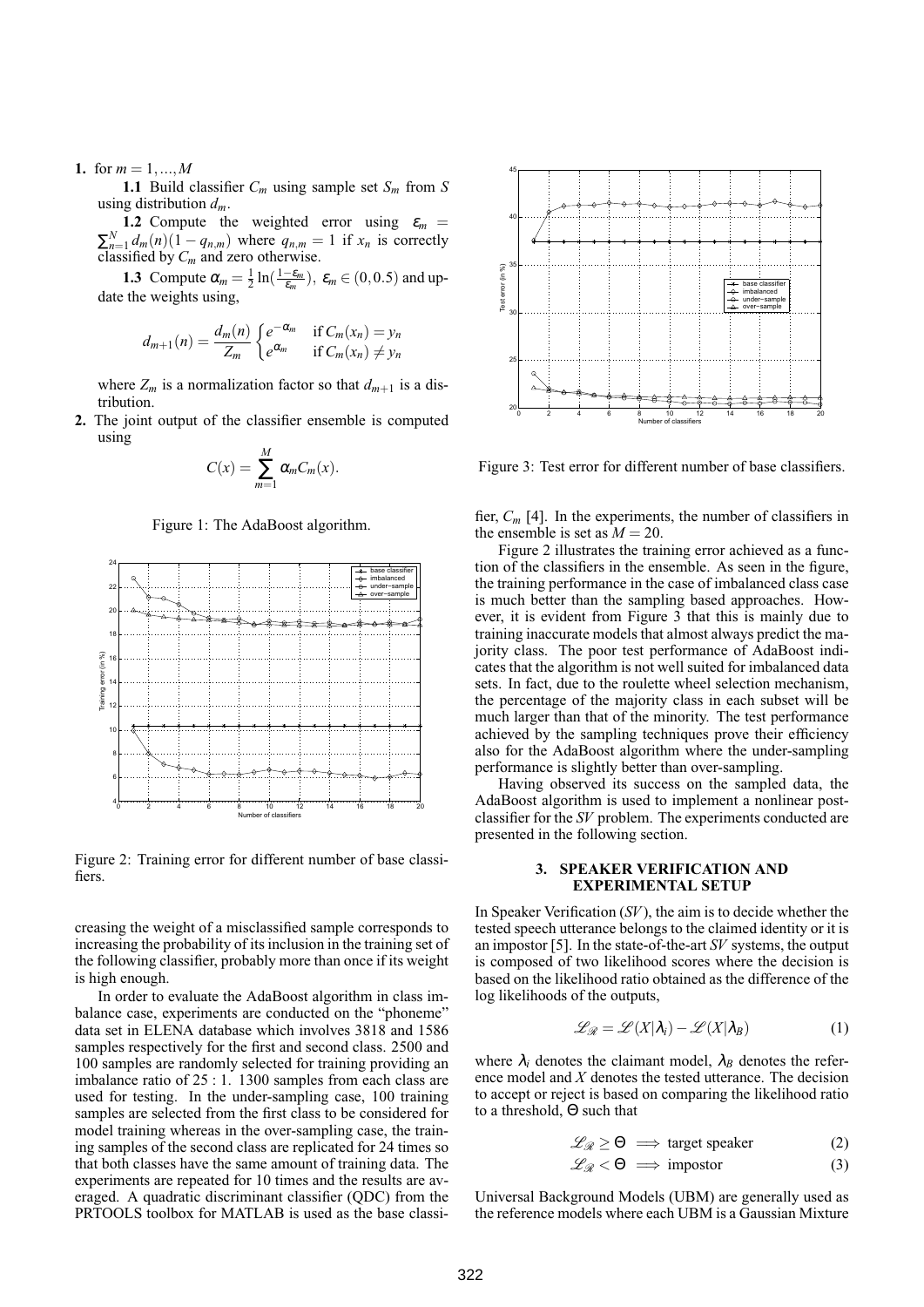**1.** for $m = 1, ..., M$

**1.1** Build classifier $C_m$ using sample set $S_m$ from $S$ using distribution $d_m$.

**1.2** Compute the weighted error using $\varepsilon_m = \sum_{n=1}^{N} d_m(n)(1 - q_{n,m})$ where $q_{n,m} = 1$ if $x_n$ is correctly classified by $C_m$ and zero otherwise.

**1.3** Compute $\alpha_m = \frac{1}{2}\ln(\frac{1-\varepsilon_m}{\varepsilon_m}),\ \varepsilon_m \in (0, 0.5)$ and update the weights using,

$$d_{m+1}(n) = \frac{d_m(n)}{Z_m} \begin{cases} e^{-\alpha_m} & \text{if } C_m(x_n) = y_n \\ e^{\alpha_m} & \text{if } C_m(x_n) \neq y_n \end{cases}$$

where $Z_m$ is a normalization factor so that $d_{m+1}$ is a distribution.

**2.** The joint output of the classifier ensemble is computed using

$$C(x) = \sum_{m=1}^{M} \alpha_m C_m(x).$$

Figure 1: The AdaBoost algorithm.

Figure 2: Training error for different number of base classifiers.

creasing the weight of a misclassified sample corresponds to increasing the probability of its inclusion in the training set of the following classifier, probably more than once if its weight is high enough.

In order to evaluate the AdaBoost algorithm in class imbalance case, experiments are conducted on the "phoneme" data set in ELENA database which involves 3818 and 1586 samples respectively for the first and second class. 2500 and 100 samples are randomly selected for training providing an imbalance ratio of 25 : 1. 1300 samples from each class are used for testing. In the under-sampling case, 100 training samples are selected from the first class to be considered for model training whereas in the over-sampling case, the training samples of the second class are replicated for 24 times so that both classes have the same amount of training data. The experiments are repeated for 10 times and the results are averaged. A quadratic discriminant classifier (QDC) from the PRTOOLS toolbox for MATLAB is used as the base classifier, $C_m$ [4]. In the experiments, the number of classifiers in the ensemble is set as $M = 20$.

Figure 3: Test error for different number of base classifiers.

Figure 2 illustrates the training error achieved as a function of the classifiers in the ensemble. As seen in the figure, the training performance in the case of imbalanced class case is much better than the sampling based approaches. However, it is evident from Figure 3 that this is mainly due to training inaccurate models that almost always predict the majority class. The poor test performance of AdaBoost indicates that the algorithm is not well suited for imbalanced data sets. In fact, due to the roulette wheel selection mechanism, the percentage of the majority class in each subset will be much larger than that of the minority. The test performance achieved by the sampling techniques prove their efficiency also for the AdaBoost algorithm where the under-sampling performance is slightly better than over-sampling.

Having observed its success on the sampled data, the AdaBoost algorithm is used to implement a nonlinear post-classifier for the *SV* problem. The experiments conducted are presented in the following section.

## 3. SPEAKER VERIFICATION AND EXPERIMENTAL SETUP

In Speaker Verification (*SV*), the aim is to decide whether the tested speech utterance belongs to the claimed identity or it is an impostor [5]. In the state-of-the-art *SV* systems, the output is composed of two likelihood scores where the decision is based on the likelihood ratio obtained as the difference of the log likelihoods of the outputs,

$$\mathscr{L}_{\mathscr{R}} = \mathscr{L}(X|\lambda_i) - \mathscr{L}(X|\lambda_B) \tag{1}$$

where $\lambda_i$ denotes the claimant model, $\lambda_B$ denotes the reference model and $X$ denotes the tested utterance. The decision to accept or reject is based on comparing the likelihood ratio to a threshold, $\Theta$ such that

$$\mathscr{L}_{\mathscr{R}} \geq \Theta \implies \text{target speaker} \tag{2}$$

$$\mathscr{L}_{\mathscr{R}} < \Theta \implies \text{impostor} \tag{3}$$

Universal Background Models (UBM) are generally used as the reference models where each UBM is a Gaussian Mixture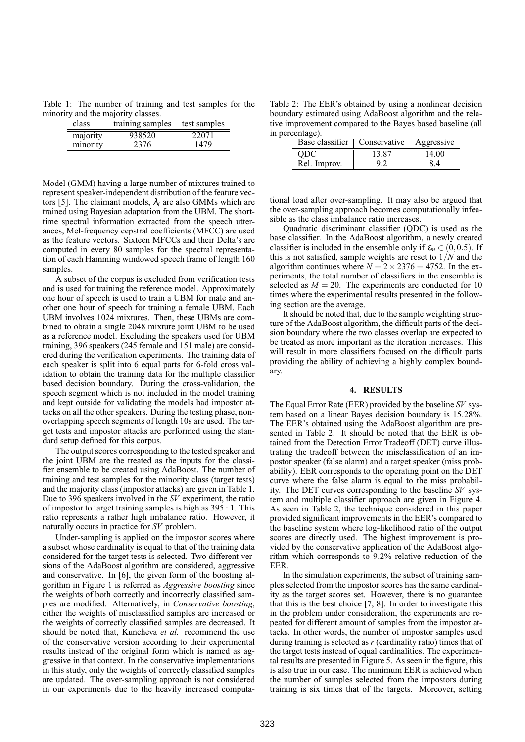Table 1: The number of training and test samples for the minority and the majority classes.

| class | training samples | test samples |
|---|---|---|
| majority | 938520 | 22071 |
| minority | 2376 | 1479 |

Model (GMM) having a large number of mixtures trained to represent speaker-independent distribution of the feature vectors [5]. The claimant models, $\lambda_i$ are also GMMs which are trained using Bayesian adaptation from the UBM. The short-time spectral information extracted from the speech utterances, Mel-frequency cepstral coefficients (MFCC) are used as the feature vectors. Sixteen MFCCs and their Delta's are computed in every 80 samples for the spectral representation of each Hamming windowed speech frame of length 160 samples.

A subset of the corpus is excluded from verification tests and is used for training the reference model. Approximately one hour of speech is used to train a UBM for male and another one hour of speech for training a female UBM. Each UBM involves 1024 mixtures. Then, these UBMs are combined to obtain a single 2048 mixture joint UBM to be used as a reference model. Excluding the speakers used for UBM training, 396 speakers (245 female and 151 male) are considered during the verification experiments. The training data of each speaker is split into 6 equal parts for 6-fold cross validation to obtain the training data for the multiple classifier based decision boundary. During the cross-validation, the speech segment which is not included in the model training and kept outside for validating the models had impostor attacks on all the other speakers. During the testing phase, non-overlapping speech segments of length 10s are used. The target tests and impostor attacks are performed using the standard setup defined for this corpus.

The output scores corresponding to the tested speaker and the joint UBM are the treated as the inputs for the classifier ensemble to be created using AdaBoost. The number of training and test samples for the minority class (target tests) and the majority class (impostor attacks) are given in Table 1. Due to 396 speakers involved in the *SV* experiment, the ratio of impostor to target training samples is high as 395 : 1. This ratio represents a rather high imbalance ratio. However, it naturally occurs in practice for *SV* problem.

Under-sampling is applied on the impostor scores where a subset whose cardinality is equal to that of the training data considered for the target tests is selected. Two different versions of the AdaBoost algorithm are considered, aggressive and conservative. In [6], the given form of the boosting algorithm in Figure 1 is referred as *Aggressive boosting* since the weights of both correctly and incorrectly classified samples are modified. Alternatively, in *Conservative boosting*, either the weights of misclassified samples are increased or the weights of correctly classified samples are decreased. It should be noted that, Kuncheva *et al.* recommend the use of the conservative version according to their experimental results instead of the original form which is named as aggressive in that context. In the conservative implementations in this study, only the weights of correctly classified samples are updated. The over-sampling approach is not considered in our experiments due to the heavily increased computational load after over-sampling. It may also be argued that the over-sampling approach becomes computationally infeasible as the class imbalance ratio increases.

Table 2: The EER's obtained by using a nonlinear decision boundary estimated using AdaBoost algorithm and the relative improvement compared to the Bayes based baseline (all in percentage).

| Base classifier | Conservative | Aggressive |
|---|---|---|
| QDC | 13.87 | 14.00 |
| Rel. Improv. | 9.2 | 8.4 |

Quadratic discriminant classifier (QDC) is used as the base classifier. In the AdaBoost algorithm, a newly created classifier is included in the ensemble only if $\varepsilon_m \in (0, 0.5)$. If this is not satisfied, sample weights are reset to $1/N$ and the algorithm continues where $N = 2 \times 2376 = 4752$. In the experiments, the total number of classifiers in the ensemble is selected as $M = 20$. The experiments are conducted for 10 times where the experimental results presented in the following section are the average.

It should be noted that, due to the sample weighting structure of the AdaBoost algorithm, the difficult parts of the decision boundary where the two classes overlap are expected to be treated as more important as the iteration increases. This will result in more classifiers focused on the difficult parts providing the ability of achieving a highly complex boundary.

## 4. RESULTS

The Equal Error Rate (EER) provided by the baseline *SV* system based on a linear Bayes decision boundary is 15.28%. The EER's obtained using the AdaBoost algorithm are presented in Table 2. It should be noted that the EER is obtained from the Detection Error Tradeoff (DET) curve illustrating the tradeoff between the misclassification of an impostor speaker (false alarm) and a target speaker (miss probability). EER corresponds to the operating point on the DET curve where the false alarm is equal to the miss probability. The DET curves corresponding to the baseline *SV* system and multiple classifier approach are given in Figure 4. As seen in Table 2, the technique considered in this paper provided significant improvements in the EER's compared to the baseline system where log-likelihood ratio of the output scores are directly used. The highest improvement is provided by the conservative application of the AdaBoost algorithm which corresponds to 9.2% relative reduction of the EER.

In the simulation experiments, the subset of training samples selected from the impostor scores has the same cardinality as the target scores set. However, there is no guarantee that this is the best choice [7, 8]. In order to investigate this in the problem under consideration, the experiments are repeated for different amount of samples from the impostor attacks. In other words, the number of impostor samples used during training is selected as $r$ (cardinality ratio) times that of the target tests instead of equal cardinalities. The experimental results are presented in Figure 5. As seen in the figure, this is also true in our case. The minimum EER is achieved when the number of samples selected from the impostors during training is six times that of the targets. Moreover, setting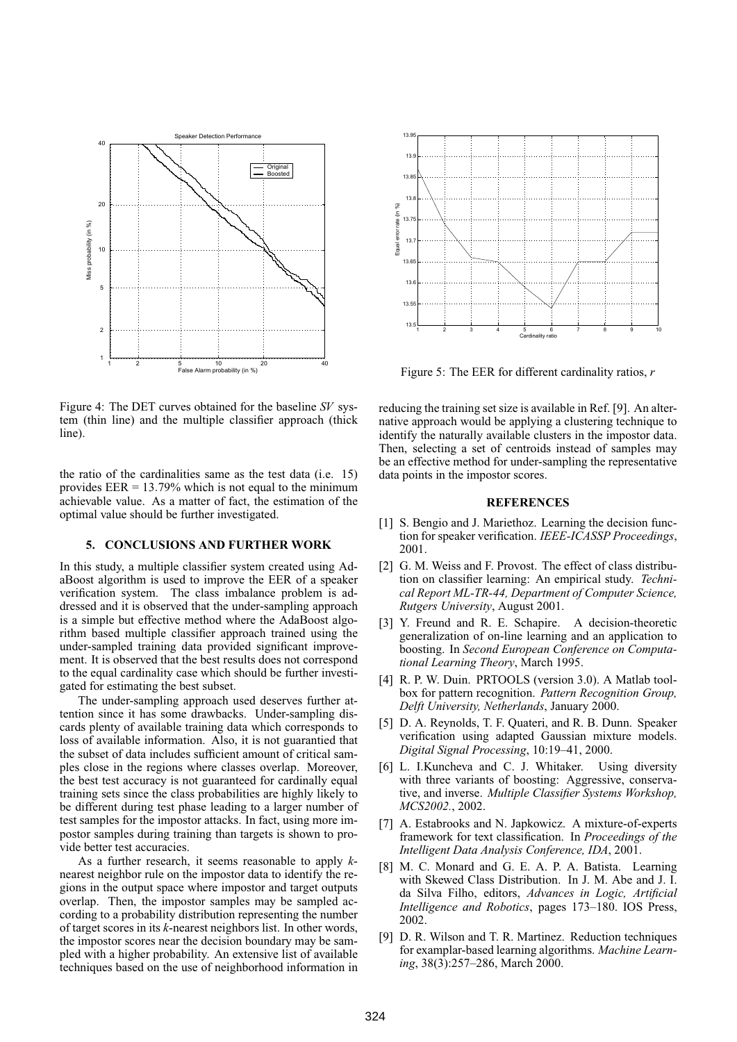Speaker Detection Performance

Original
Boosted

Miss probability (in %)

40
20
10
5
2
1

False Alarm probability (in %)

1 2 5 10 20 40

Figure 4: The DET curves obtained for the baseline *SV* system (thin line) and the multiple classifier approach (thick line).

Equal error rate (in %)

13.95
13.9
13.85
13.8
13.75
13.7
13.65
13.6
13.55
13.5

Cardinality ratio

1 2 3 4 5 6 7 8 9 10

Figure 5: The EER for different cardinality ratios, *r*

the ratio of the cardinalities same as the test data (i.e. 15) provides EER = 13.79% which is not equal to the minimum achievable value. As a matter of fact, the estimation of the optimal value should be further investigated.

## 5. CONCLUSIONS AND FURTHER WORK

In this study, a multiple classifier system created using AdaBoost algorithm is used to improve the EER of a speaker verification system. The class imbalance problem is addressed and it is observed that the under-sampling approach is a simple but effective method where the AdaBoost algorithm based multiple classifier approach trained using the under-sampled training data provided significant improvement. It is observed that the best results does not correspond to the equal cardinality case which should be further investigated for estimating the best subset.

The under-sampling approach used deserves further attention since it has some drawbacks. Under-sampling discards plenty of available training data which corresponds to loss of available information. Also, it is not guarantied that the subset of data includes sufficient amount of critical samples close in the regions where classes overlap. Moreover, the best test accuracy is not guaranteed for cardinally equal training sets since the class probabilities are highly likely to be different during test phase leading to a larger number of test samples for the impostor attacks. In fact, using more impostor samples during training than targets is shown to provide better test accuracies.

As a further research, it seems reasonable to apply *k*-nearest neighbor rule on the impostor data to identify the regions in the output space where impostor and target outputs overlap. Then, the impostor samples may be sampled according to a probability distribution representing the number of target scores in its *k*-nearest neighbors list. In other words, the impostor scores near the decision boundary may be sampled with a higher probability. An extensive list of available techniques based on the use of neighborhood information in reducing the training set size is available in Ref. [9]. An alternative approach would be applying a clustering technique to identify the naturally available clusters in the impostor data. Then, selecting a set of centroids instead of samples may be an effective method for under-sampling the representative data points in the impostor scores.

## REFERENCES

[1] S. Bengio and J. Mariethoz. Learning the decision function for speaker verification. *IEEE-ICASSP Proceedings*, 2001.

[2] G. M. Weiss and F. Provost. The effect of class distribution on classifier learning: An empirical study. *Technical Report ML-TR-44, Department of Computer Science, Rutgers University*, August 2001.

[3] Y. Freund and R. E. Schapire. A decision-theoretic generalization of on-line learning and an application to boosting. In *Second European Conference on Computational Learning Theory*, March 1995.

[4] R. P. W. Duin. PRTOOLS (version 3.0). A Matlab toolbox for pattern recognition. *Pattern Recognition Group, Delft University, Netherlands*, January 2000.

[5] D. A. Reynolds, T. F. Quateri, and R. B. Dunn. Speaker verification using adapted Gaussian mixture models. *Digital Signal Processing*, 10:19–41, 2000.

[6] L. I.Kuncheva and C. J. Whitaker. Using diversity with three variants of boosting: Aggressive, conservative, and inverse. *Multiple Classifier Systems Workshop, MCS2002.*, 2002.

[7] A. Estabrooks and N. Japkowicz. A mixture-of-experts framework for text classification. In *Proceedings of the Intelligent Data Analysis Conference, IDA*, 2001.

[8] M. C. Monard and G. E. A. P. A. Batista. Learning with Skewed Class Distribution. In J. M. Abe and J. I. da Silva Filho, editors, *Advances in Logic, Artificial Intelligence and Robotics*, pages 173–180. IOS Press, 2002.

[9] D. R. Wilson and T. R. Martinez. Reduction techniques for examplar-based learning algorithms. *Machine Learning*, 38(3):257–286, March 2000.